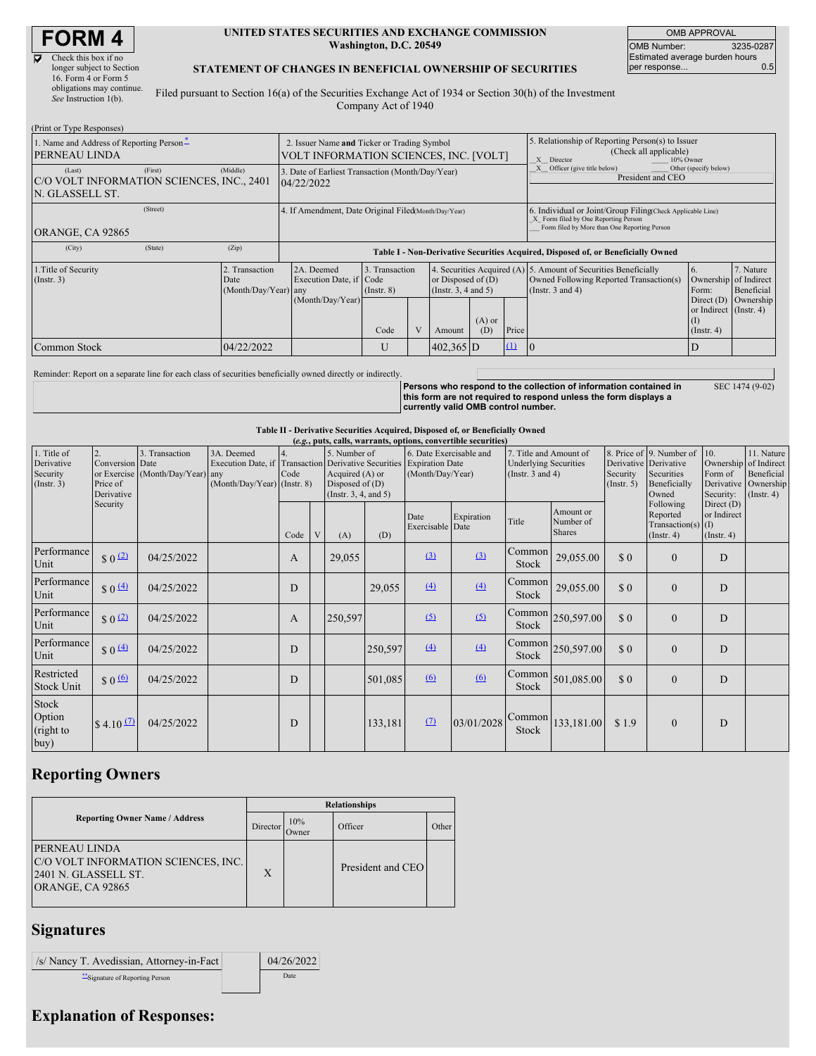# FORM 4

☑ Check this box if no longer subject to Section 16. Form 4 or Form 5 obligations may continue. *See* Instruction 1(b).

**UNITED STATES SECURITIES AND EXCHANGE COMMISSION**
**Washington, D.C. 20549**

**STATEMENT OF CHANGES IN BENEFICIAL OWNERSHIP OF SECURITIES**

Filed pursuant to Section 16(a) of the Securities Exchange Act of 1934 or Section 30(h) of the Investment Company Act of 1940

| OMB APPROVAL | |
|---|---|
| OMB Number: | 3235-0287 |
| Estimated average burden hours per response... | 0.5 |

(Print or Type Responses)

| | | |
|---|---|---|
| 1. Name and Address of Reporting Person *<br>PERNEAU LINDA | 2. Issuer Name **and** Ticker or Trading Symbol<br>VOLT INFORMATION SCIENCES, INC. [VOLT] | 5. Relationship of Reporting Person(s) to Issuer (Check all applicable)<br>_X_ Director ___ 10% Owner<br>_X_ Officer (give title below) ___ Other (specify below)<br>President and CEO |
| (Last) (First) (Middle)<br>C/O VOLT INFORMATION SCIENCES, INC., 2401 N. GLASSELL ST. | 3. Date of Earliest Transaction (Month/Day/Year)<br>04/22/2022 | |
| (Street)<br>ORANGE, CA 92865 | 4. If Amendment, Date Original Filed (Month/Day/Year) | 6. Individual or Joint/Group Filing (Check Applicable Line)<br>_X_ Form filed by One Reporting Person<br>___ Form filed by More than One Reporting Person |
| (City) (State) (Zip) | | |

**Table I - Non-Derivative Securities Acquired, Disposed of, or Beneficially Owned**

| 1.Title of Security (Instr. 3) | 2. Transaction Date (Month/Day/Year) | 2A. Deemed Execution Date, if any (Month/Day/Year) | 3. Transaction Code (Instr. 8) | | 4. Securities Acquired (A) or Disposed of (D) (Instr. 3, 4 and 5) | | | 5. Amount of Securities Beneficially Owned Following Reported Transaction(s) (Instr. 3 and 4) | 6. Ownership Form: Direct (D) or Indirect (I) (Instr. 4) | 7. Nature of Indirect Beneficial Ownership (Instr. 4) |
|---|---|---|---|---|---|---|---|---|---|---|
| | | | Code | V | Amount | (A) or (D) | Price | | | |
| Common Stock | 04/22/2022 | | U | | 402,365 | D | (1) | 0 | D | |

Reminder: Report on a separate line for each class of securities beneficially owned directly or indirectly.

**Persons who respond to the collection of information contained in this form are not required to respond unless the form displays a currently valid OMB control number.** SEC 1474 (9-02)

**Table II - Derivative Securities Acquired, Disposed of, or Beneficially Owned**
**(*e.g.*, puts, calls, warrants, options, convertible securities)**

| 1. Title of Derivative Security (Instr. 3) | 2. Conversion or Exercise Price of Derivative Security | 3. Transaction Date (Month/Day/Year) | 3A. Deemed Execution Date, if any (Month/Day/Year) | 4. Transaction Code (Instr. 8) | | 5. Number of Derivative Securities Acquired (A) or Disposed of (D) (Instr. 3, 4, and 5) | | 6. Date Exercisable and Expiration Date (Month/Day/Year) | | 7. Title and Amount of Underlying Securities (Instr. 3 and 4) | | 8. Price of Derivative Security (Instr. 5) | 9. Number of Derivative Securities Beneficially Owned Following Reported Transaction(s) (Instr. 4) | 10. Ownership Form of Derivative Security: Direct (D) or Indirect (I) (Instr. 4) | 11. Nature of Indirect Beneficial Ownership (Instr. 4) |
|---|---|---|---|---|---|---|---|---|---|---|---|---|---|---|---|
| | | | | Code | V | (A) | (D) | Date Exercisable | Expiration Date | Title | Amount or Number of Shares | | | | |
| Performance Unit | $ 0 (2) | 04/25/2022 | | A | | 29,055 | | (3) | (3) | Common Stock | 29,055.00 | $ 0 | 0 | D | |
| Performance Unit | $ 0 (4) | 04/25/2022 | | D | | | 29,055 | (4) | (4) | Common Stock | 29,055.00 | $ 0 | 0 | D | |
| Performance Unit | $ 0 (2) | 04/25/2022 | | A | | 250,597 | | (5) | (5) | Common Stock | 250,597.00 | $ 0 | 0 | D | |
| Performance Unit | $ 0 (4) | 04/25/2022 | | D | | | 250,597 | (4) | (4) | Common Stock | 250,597.00 | $ 0 | 0 | D | |
| Restricted Stock Unit | $ 0 (6) | 04/25/2022 | | D | | | 501,085 | (6) | (6) | Common Stock | 501,085.00 | $ 0 | 0 | D | |
| Stock Option (right to buy) | $ 4.10 (7) | 04/25/2022 | | D | | | 133,181 | (7) | 03/01/2028 | Common Stock | 133,181.00 | $ 1.9 | 0 | D | |

## Reporting Owners

| Reporting Owner Name / Address | Relationships | | | |
|---|---|---|---|---|
| | Director | 10% Owner | Officer | Other |
| PERNEAU LINDA<br>C/O VOLT INFORMATION SCIENCES, INC.<br>2401 N. GLASSELL ST.<br>ORANGE, CA 92865 | X | | President and CEO | |

## Signatures

| | |
|---|---|
| /s/ Nancy T. Avedissian, Attorney-in-Fact | 04/26/2022 |
| **Signature of Reporting Person | Date |

## Explanation of Responses: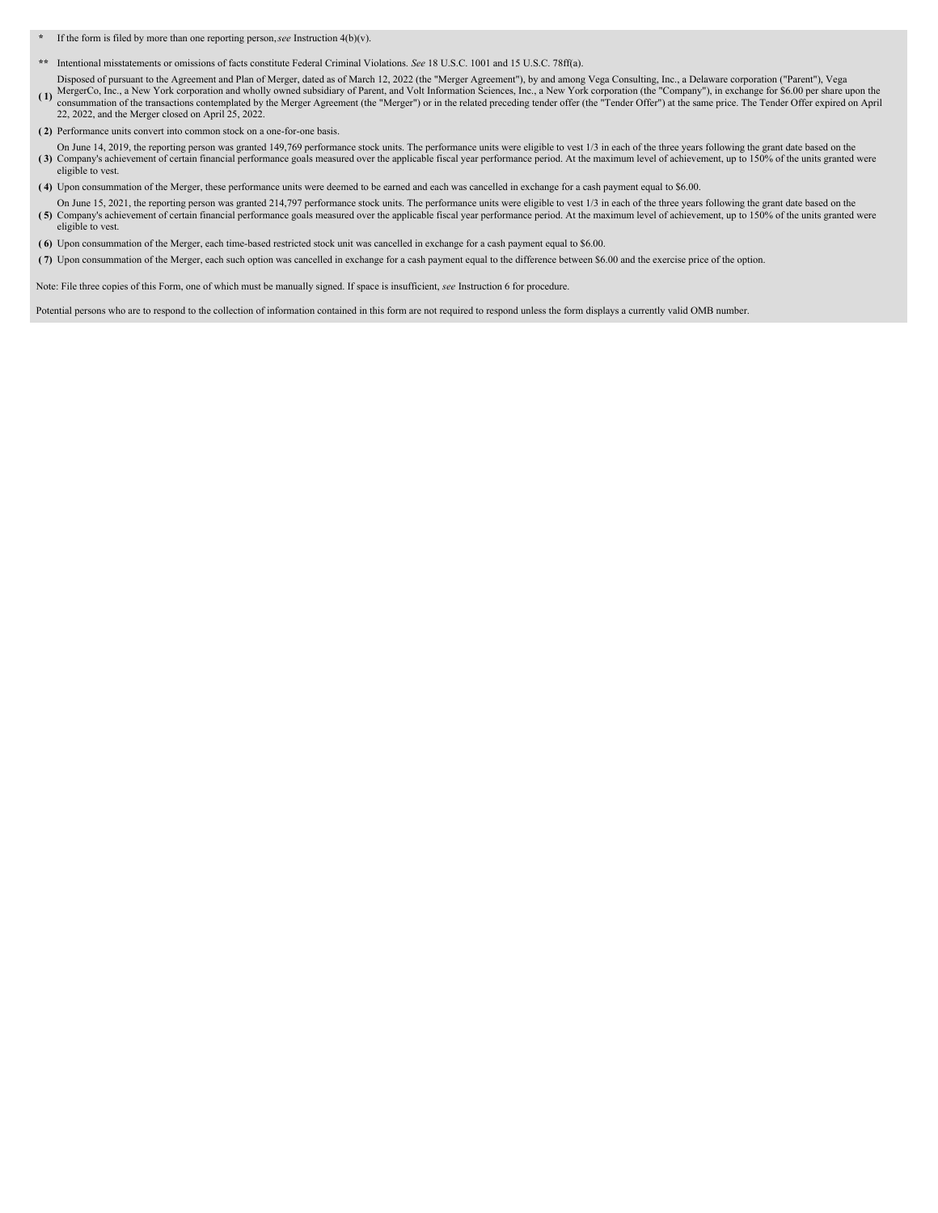* If the form is filed by more than one reporting person, *see* Instruction 4(b)(v).

** Intentional misstatements or omissions of facts constitute Federal Criminal Violations. *See* 18 U.S.C. 1001 and 15 U.S.C. 78ff(a).

**( 1)** Disposed of pursuant to the Agreement and Plan of Merger, dated as of March 12, 2022 (the "Merger Agreement"), by and among Vega Consulting, Inc., a Delaware corporation ("Parent"), Vega MergerCo, Inc., a New York corporation and wholly owned subsidiary of Parent, and Volt Information Sciences, Inc., a New York corporation (the "Company"), in exchange for $6.00 per share upon the consummation of the transactions contemplated by the Merger Agreement (the "Merger") or in the related preceding tender offer (the "Tender Offer") at the same price. The Tender Offer expired on April 22, 2022, and the Merger closed on April 25, 2022.

**( 2)** Performance units convert into common stock on a one-for-one basis.

**( 3)** On June 14, 2019, the reporting person was granted 149,769 performance stock units. The performance units were eligible to vest 1/3 in each of the three years following the grant date based on the Company's achievement of certain financial performance goals measured over the applicable fiscal year performance period. At the maximum level of achievement, up to 150% of the units granted were eligible to vest.

**( 4)** Upon consummation of the Merger, these performance units were deemed to be earned and each was cancelled in exchange for a cash payment equal to $6.00.

**( 5)** On June 15, 2021, the reporting person was granted 214,797 performance stock units. The performance units were eligible to vest 1/3 in each of the three years following the grant date based on the Company's achievement of certain financial performance goals measured over the applicable fiscal year performance period. At the maximum level of achievement, up to 150% of the units granted were eligible to vest.

**( 6)** Upon consummation of the Merger, each time-based restricted stock unit was cancelled in exchange for a cash payment equal to $6.00.

**( 7)** Upon consummation of the Merger, each such option was cancelled in exchange for a cash payment equal to the difference between $6.00 and the exercise price of the option.

Note: File three copies of this Form, one of which must be manually signed. If space is insufficient, *see* Instruction 6 for procedure.

Potential persons who are to respond to the collection of information contained in this form are not required to respond unless the form displays a currently valid OMB number.